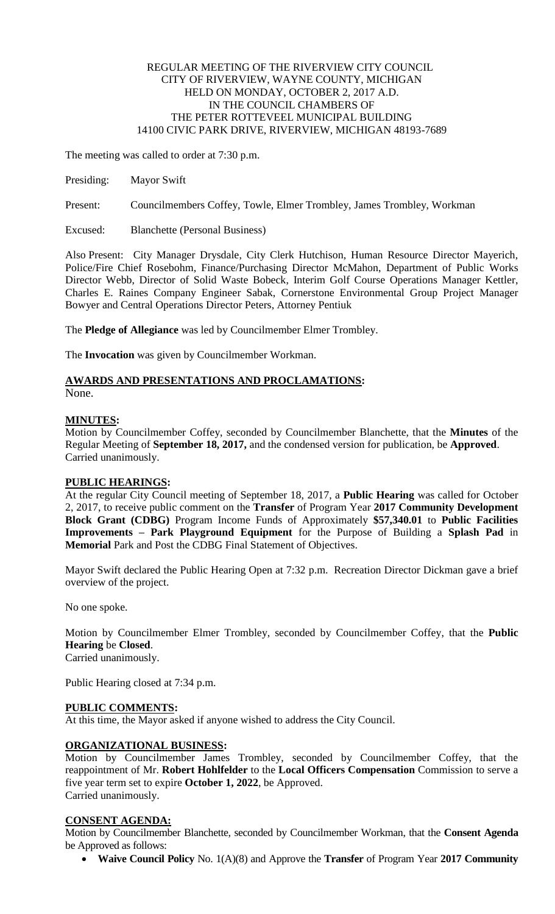REGULAR MEETING OF THE RIVERVIEW CITY COUNCIL
CITY OF RIVERVIEW, WAYNE COUNTY, MICHIGAN
HELD ON MONDAY, OCTOBER 2, 2017 A.D.
IN THE COUNCIL CHAMBERS OF
THE PETER ROTTEVEEL MUNICIPAL BUILDING
14100 CIVIC PARK DRIVE, RIVERVIEW, MICHIGAN 48193-7689

The meeting was called to order at 7:30 p.m.

Presiding: Mayor Swift

Present: Councilmembers Coffey, Towle, Elmer Trombley, James Trombley, Workman

Excused: Blanchette (Personal Business)

Also Present: City Manager Drysdale, City Clerk Hutchison, Human Resource Director Mayerich, Police/Fire Chief Rosebohm, Finance/Purchasing Director McMahon, Department of Public Works Director Webb, Director of Solid Waste Bobeck, Interim Golf Course Operations Manager Kettler, Charles E. Raines Company Engineer Sabak, Cornerstone Environmental Group Project Manager Bowyer and Central Operations Director Peters, Attorney Pentiuk

The **Pledge of Allegiance** was led by Councilmember Elmer Trombley.

The **Invocation** was given by Councilmember Workman.

**AWARDS AND PRESENTATIONS AND PROCLAMATIONS:**
None.

**MINUTES:**
Motion by Councilmember Coffey, seconded by Councilmember Blanchette, that the **Minutes** of the Regular Meeting of **September 18, 2017,** and the condensed version for publication, be **Approved**.
Carried unanimously.

**PUBLIC HEARINGS:**
At the regular City Council meeting of September 18, 2017, a **Public Hearing** was called for October 2, 2017, to receive public comment on the **Transfer** of Program Year **2017 Community Development Block Grant (CDBG)** Program Income Funds of Approximately **$57,340.01** to **Public Facilities Improvements – Park Playground Equipment** for the Purpose of Building a **Splash Pad** in **Memorial** Park and Post the CDBG Final Statement of Objectives.

Mayor Swift declared the Public Hearing Open at 7:32 p.m. Recreation Director Dickman gave a brief overview of the project.

No one spoke.

Motion by Councilmember Elmer Trombley, seconded by Councilmember Coffey, that the **Public Hearing** be **Closed**.
Carried unanimously.

Public Hearing closed at 7:34 p.m.

**PUBLIC COMMENTS:**
At this time, the Mayor asked if anyone wished to address the City Council.

**ORGANIZATIONAL BUSINESS:**
Motion by Councilmember James Trombley, seconded by Councilmember Coffey, that the reappointment of Mr. **Robert Hohlfelder** to the **Local Officers Compensation** Commission to serve a five year term set to expire **October 1, 2022**, be Approved.
Carried unanimously.

**CONSENT AGENDA:**
Motion by Councilmember Blanchette, seconded by Councilmember Workman, that the **Consent Agenda** be Approved as follows:

- **Waive Council Policy** No. 1(A)(8) and Approve the **Transfer** of Program Year **2017 Community**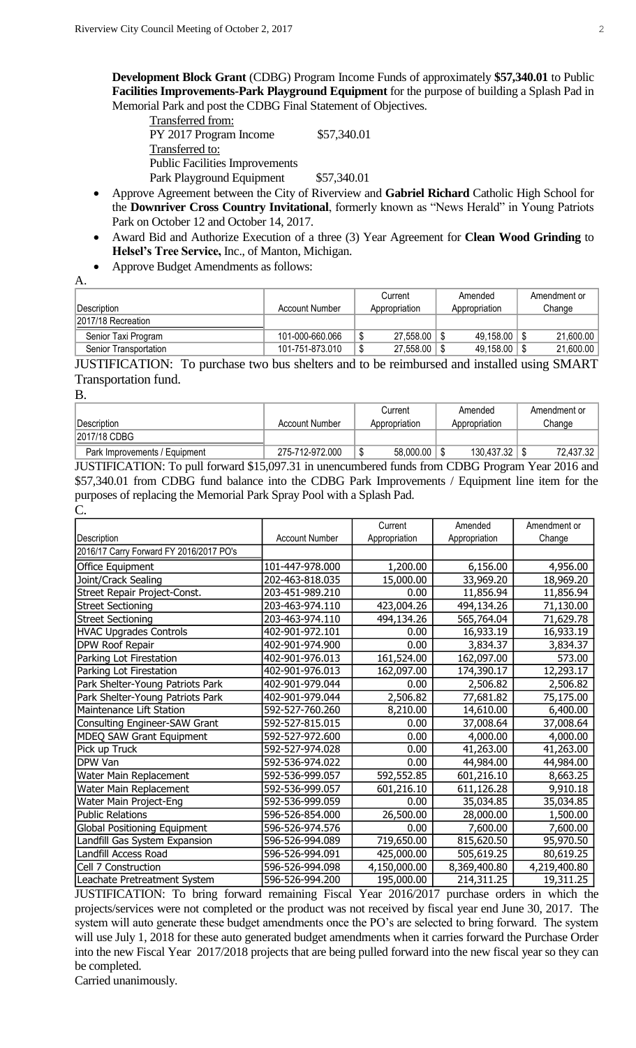**Development Block Grant** (CDBG) Program Income Funds of approximately **$57,340.01** to Public **Facilities Improvements-Park Playground Equipment** for the purpose of building a Splash Pad in Memorial Park and post the CDBG Final Statement of Objectives.

Transferred from:
PY 2017 Program Income $57,340.01
Transferred to:
Public Facilities Improvements
Park Playground Equipment $57,340.01

- Approve Agreement between the City of Riverview and **Gabriel Richard** Catholic High School for the **Downriver Cross Country Invitational**, formerly known as "News Herald" in Young Patriots Park on October 12 and October 14, 2017.
- Award Bid and Authorize Execution of a three (3) Year Agreement for **Clean Wood Grinding** to **Helsel's Tree Service,** Inc., of Manton, Michigan.
- Approve Budget Amendments as follows:

A.

| Description | Account Number | Current Appropriation | Amended Appropriation | Amendment or Change |
|---|---|---|---|---|
| 2017/18 Recreation | | | | |
| Senior Taxi Program | 101-000-660.066 | $ 27,558.00 | $ 49,158.00 | $ 21,600.00 |
| Senior Transportation | 101-751-873.010 | $ 27,558.00 | $ 49,158.00 | $ 21,600.00 |

JUSTIFICATION: To purchase two bus shelters and to be reimbursed and installed using SMART Transportation fund.

B.

| Description | Account Number | Current Appropriation | Amended Appropriation | Amendment or Change |
|---|---|---|---|---|
| 2017/18 CDBG | | | | |
| Park Improvements / Equipment | 275-712-972.000 | $ 58,000.00 | $ 130,437.32 | $ 72,437.32 |

JUSTIFICATION: To pull forward $15,097.31 in unencumbered funds from CDBG Program Year 2016 and $57,340.01 from CDBG fund balance into the CDBG Park Improvements / Equipment line item for the purposes of replacing the Memorial Park Spray Pool with a Splash Pad.

C.

| Description | Account Number | Current Appropriation | Amended Appropriation | Amendment or Change |
|---|---|---|---|---|
| 2016/17 Carry Forward FY 2016/2017 PO's | | | | |
| Office Equipment | 101-447-978.000 | 1,200.00 | 6,156.00 | 4,956.00 |
| Joint/Crack Sealing | 202-463-818.035 | 15,000.00 | 33,969.20 | 18,969.20 |
| Street Repair Project-Const. | 203-451-989.210 | 0.00 | 11,856.94 | 11,856.94 |
| Street Sectioning | 203-463-974.110 | 423,004.26 | 494,134.26 | 71,130.00 |
| Street Sectioning | 203-463-974.110 | 494,134.26 | 565,764.04 | 71,629.78 |
| HVAC Upgrades Controls | 402-901-972.101 | 0.00 | 16,933.19 | 16,933.19 |
| DPW Roof Repair | 402-901-974.900 | 0.00 | 3,834.37 | 3,834.37 |
| Parking Lot Firestation | 402-901-976.013 | 161,524.00 | 162,097.00 | 573.00 |
| Parking Lot Firestation | 402-901-976.013 | 162,097.00 | 174,390.17 | 12,293.17 |
| Park Shelter-Young Patriots Park | 402-901-979.044 | 0.00 | 2,506.82 | 2,506.82 |
| Park Shelter-Young Patriots Park | 402-901-979.044 | 2,506.82 | 77,681.82 | 75,175.00 |
| Maintenance Lift Station | 592-527-760.260 | 8,210.00 | 14,610.00 | 6,400.00 |
| Consulting Engineer-SAW Grant | 592-527-815.015 | 0.00 | 37,008.64 | 37,008.64 |
| MDEQ SAW Grant Equipment | 592-527-972.600 | 0.00 | 4,000.00 | 4,000.00 |
| Pick up Truck | 592-527-974.028 | 0.00 | 41,263.00 | 41,263.00 |
| DPW Van | 592-536-974.022 | 0.00 | 44,984.00 | 44,984.00 |
| Water Main Replacement | 592-536-999.057 | 592,552.85 | 601,216.10 | 8,663.25 |
| Water Main Replacement | 592-536-999.057 | 601,216.10 | 611,126.28 | 9,910.18 |
| Water Main Project-Eng | 592-536-999.059 | 0.00 | 35,034.85 | 35,034.85 |
| Public Relations | 596-526-854.000 | 26,500.00 | 28,000.00 | 1,500.00 |
| Global Positioning Equipment | 596-526-974.576 | 0.00 | 7,600.00 | 7,600.00 |
| Landfill Gas System Expansion | 596-526-994.089 | 719,650.00 | 815,620.50 | 95,970.50 |
| Landfill Access Road | 596-526-994.091 | 425,000.00 | 505,619.25 | 80,619.25 |
| Cell 7 Construction | 596-526-994.098 | 4,150,000.00 | 8,369,400.80 | 4,219,400.80 |
| Leachate Pretreatment System | 596-526-994.200 | 195,000.00 | 214,311.25 | 19,311.25 |

JUSTIFICATION: To bring forward remaining Fiscal Year 2016/2017 purchase orders in which the projects/services were not completed or the product was not received by fiscal year end June 30, 2017. The system will auto generate these budget amendments once the PO's are selected to bring forward. The system will use July 1, 2018 for these auto generated budget amendments when it carries forward the Purchase Order into the new Fiscal Year 2017/2018 projects that are being pulled forward into the new fiscal year so they can be completed.

Carried unanimously.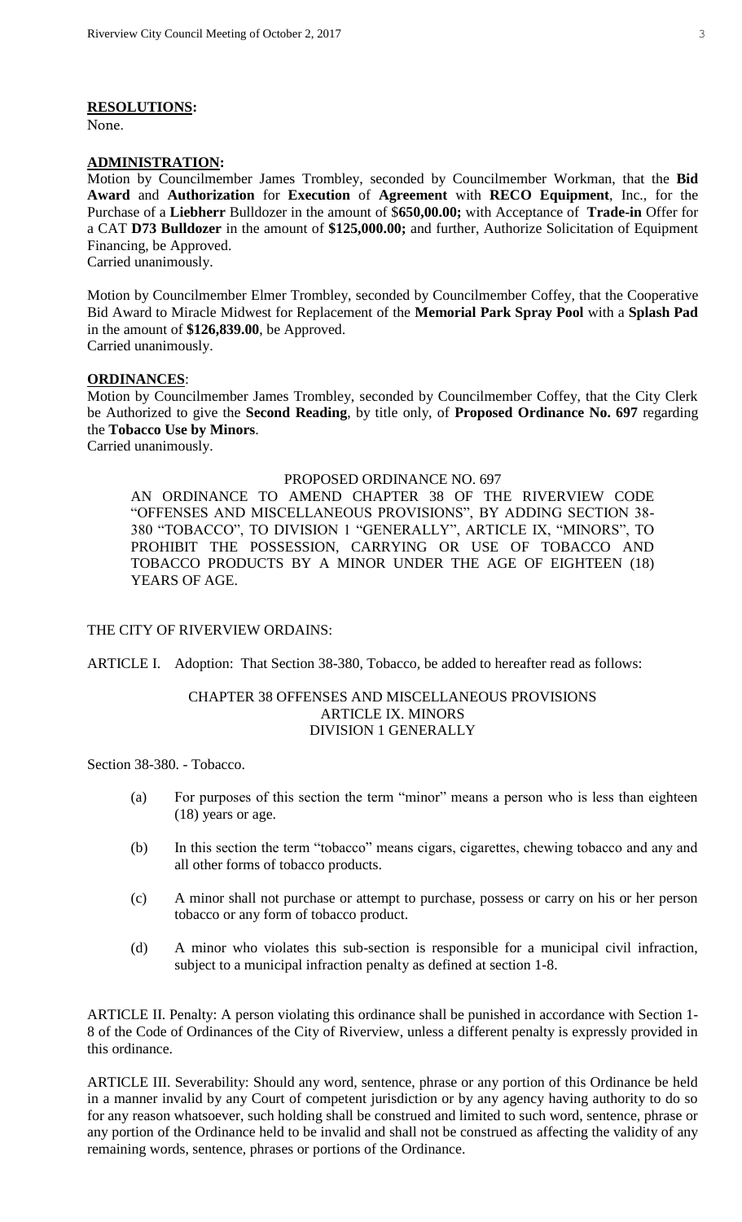**RESOLUTIONS:**
None.

**ADMINISTRATION:**
Motion by Councilmember James Trombley, seconded by Councilmember Workman, that the **Bid Award** and **Authorization** for **Execution** of **Agreement** with **RECO Equipment**, Inc., for the Purchase of a **Liebherr** Bulldozer in the amount of $**650,00.00;** with Acceptance of **Trade-in** Offer for a CAT **D73 Bulldozer** in the amount of **$125,000.00;** and further, Authorize Solicitation of Equipment Financing, be Approved.
Carried unanimously.

Motion by Councilmember Elmer Trombley, seconded by Councilmember Coffey, that the Cooperative Bid Award to Miracle Midwest for Replacement of the **Memorial Park Spray Pool** with a **Splash Pad** in the amount of **$126,839.00**, be Approved.
Carried unanimously.

**ORDINANCES**:
Motion by Councilmember James Trombley, seconded by Councilmember Coffey, that the City Clerk be Authorized to give the **Second Reading**, by title only, of **Proposed Ordinance No. 697** regarding the **Tobacco Use by Minors**.
Carried unanimously.

PROPOSED ORDINANCE NO. 697

AN ORDINANCE TO AMEND CHAPTER 38 OF THE RIVERVIEW CODE "OFFENSES AND MISCELLANEOUS PROVISIONS", BY ADDING SECTION 38-380 "TOBACCO", TO DIVISION 1 "GENERALLY", ARTICLE IX, "MINORS", TO PROHIBIT THE POSSESSION, CARRYING OR USE OF TOBACCO AND TOBACCO PRODUCTS BY A MINOR UNDER THE AGE OF EIGHTEEN (18) YEARS OF AGE.

THE CITY OF RIVERVIEW ORDAINS:

ARTICLE I. Adoption: That Section 38-380, Tobacco, be added to hereafter read as follows:

CHAPTER 38 OFFENSES AND MISCELLANEOUS PROVISIONS
ARTICLE IX. MINORS
DIVISION 1 GENERALLY

Section 38-380. - Tobacco.

(a) For purposes of this section the term "minor" means a person who is less than eighteen (18) years or age.

(b) In this section the term "tobacco" means cigars, cigarettes, chewing tobacco and any and all other forms of tobacco products.

(c) A minor shall not purchase or attempt to purchase, possess or carry on his or her person tobacco or any form of tobacco product.

(d) A minor who violates this sub-section is responsible for a municipal civil infraction, subject to a municipal infraction penalty as defined at section 1-8.

ARTICLE II. Penalty: A person violating this ordinance shall be punished in accordance with Section 1-8 of the Code of Ordinances of the City of Riverview, unless a different penalty is expressly provided in this ordinance.

ARTICLE III. Severability: Should any word, sentence, phrase or any portion of this Ordinance be held in a manner invalid by any Court of competent jurisdiction or by any agency having authority to do so for any reason whatsoever, such holding shall be construed and limited to such word, sentence, phrase or any portion of the Ordinance held to be invalid and shall not be construed as affecting the validity of any remaining words, sentence, phrases or portions of the Ordinance.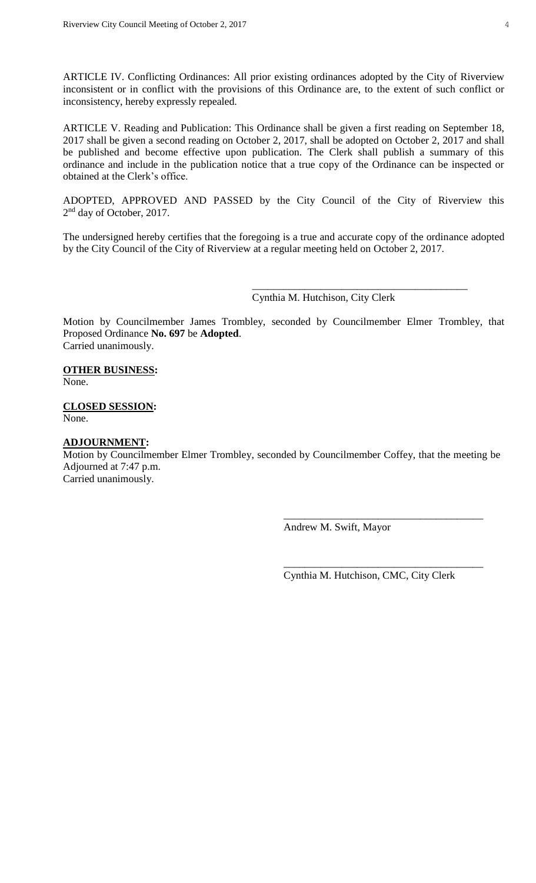ARTICLE IV. Conflicting Ordinances: All prior existing ordinances adopted by the City of Riverview inconsistent or in conflict with the provisions of this Ordinance are, to the extent of such conflict or inconsistency, hereby expressly repealed.

ARTICLE V. Reading and Publication: This Ordinance shall be given a first reading on September 18, 2017 shall be given a second reading on October 2, 2017, shall be adopted on October 2, 2017 and shall be published and become effective upon publication. The Clerk shall publish a summary of this ordinance and include in the publication notice that a true copy of the Ordinance can be inspected or obtained at the Clerk's office.

ADOPTED, APPROVED AND PASSED by the City Council of the City of Riverview this 2nd day of October, 2017.

The undersigned hereby certifies that the foregoing is a true and accurate copy of the ordinance adopted by the City Council of the City of Riverview at a regular meeting held on October 2, 2017.

\_\_\_\_\_\_\_\_\_\_\_\_\_\_\_\_\_\_\_\_\_\_\_\_\_\_\_\_\_\_\_\_\_\_\_\_\_\_\_\_

Cynthia M. Hutchison, City Clerk

Motion by Councilmember James Trombley, seconded by Councilmember Elmer Trombley, that Proposed Ordinance **No. 697** be **Adopted**.
Carried unanimously.

**OTHER BUSINESS:**
None.

**CLOSED SESSION:**
None.

**ADJOURNMENT:**
Motion by Councilmember Elmer Trombley, seconded by Councilmember Coffey, that the meeting be Adjourned at 7:47 p.m.
Carried unanimously.

\_\_\_\_\_\_\_\_\_\_\_\_\_\_\_\_\_\_\_\_\_\_\_\_\_\_\_\_\_\_\_\_\_\_\_\_\_\_

Andrew M. Swift, Mayor

\_\_\_\_\_\_\_\_\_\_\_\_\_\_\_\_\_\_\_\_\_\_\_\_\_\_\_\_\_\_\_\_\_\_\_\_\_\_

Cynthia M. Hutchison, CMC, City Clerk